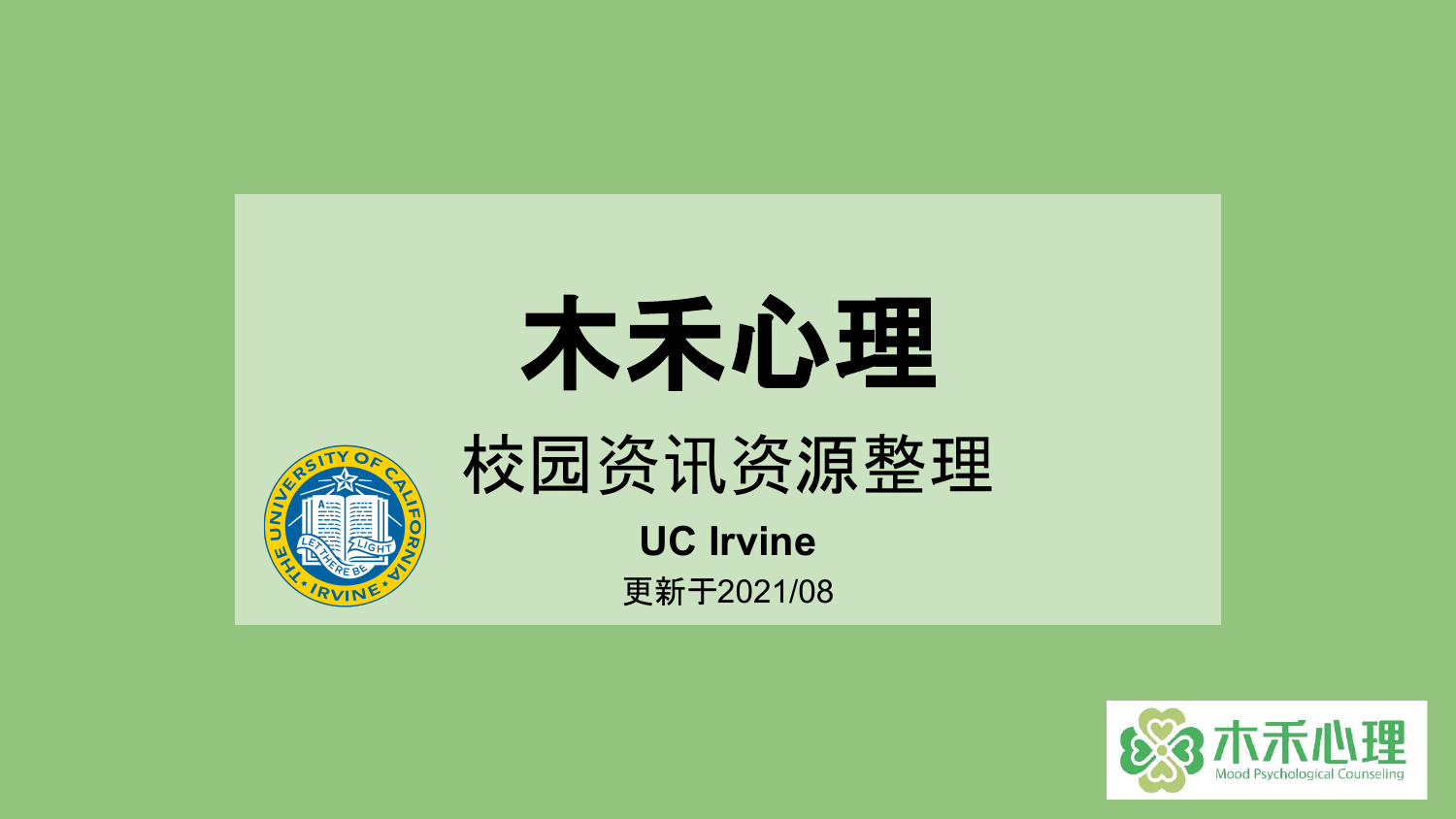# 木禾心理

## 校园资讯资源整理

**UC Irvine**

更新于2021/08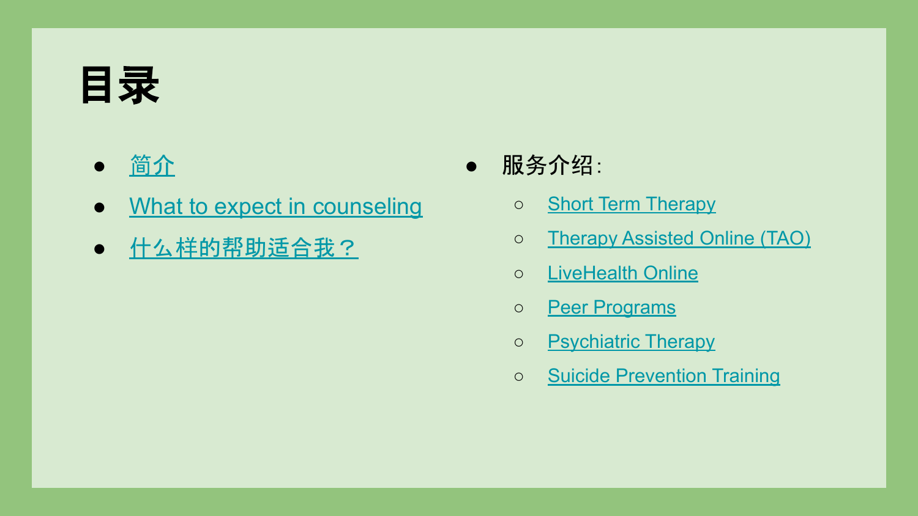# 目录

- 简介
- What to expect in counseling
- 什么样的帮助适合我？
- 服务介绍:
  - Short Term Therapy
  - Therapy Assisted Online (TAO)
  - LiveHealth Online
  - Peer Programs
  - Psychiatric Therapy
  - Suicide Prevention Training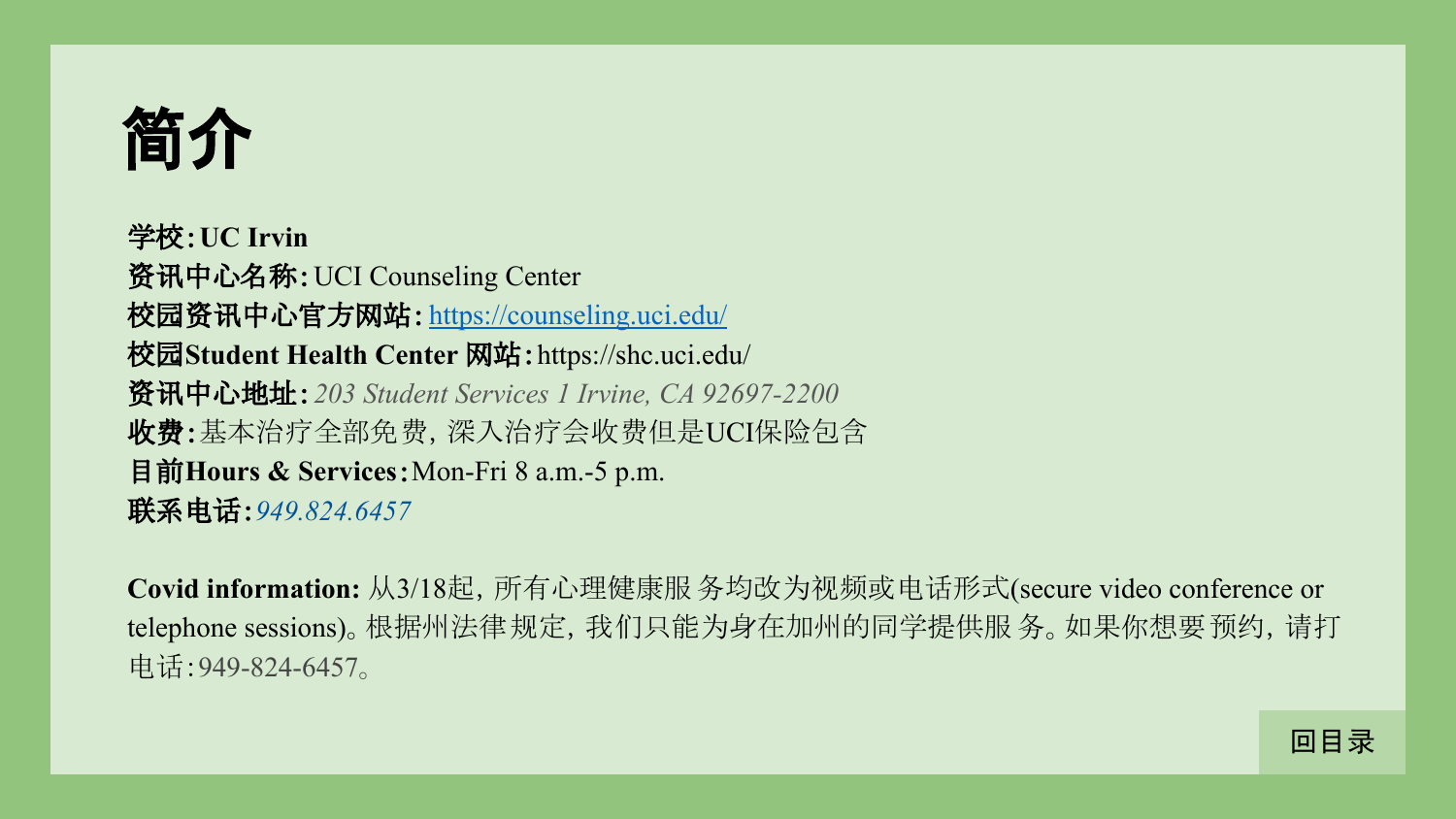# 简介

**学校:UC Irvin**
**资讯中心名称:** UCI Counseling Center
**校园资讯中心官方网站:** https://counseling.uci.edu/
**校园Student Health Center 网站:** https://shc.uci.edu/
**资讯中心地址:** *203 Student Services 1 Irvine, CA 92697-2200*
**收费:** 基本治疗全部免费，深入治疗会收费但是UCI保险包含
**目前Hours & Services:** Mon-Fri 8 a.m.-5 p.m.
**联系电话:** *949.824.6457*

**Covid information:** 从3/18起，所有心理健康服务均改为视频或电话形式(secure video conference or telephone sessions)。根据州法律规定，我们只能为身在加州的同学提供服务。如果你想要预约，请打电话:949-824-6457。

回目录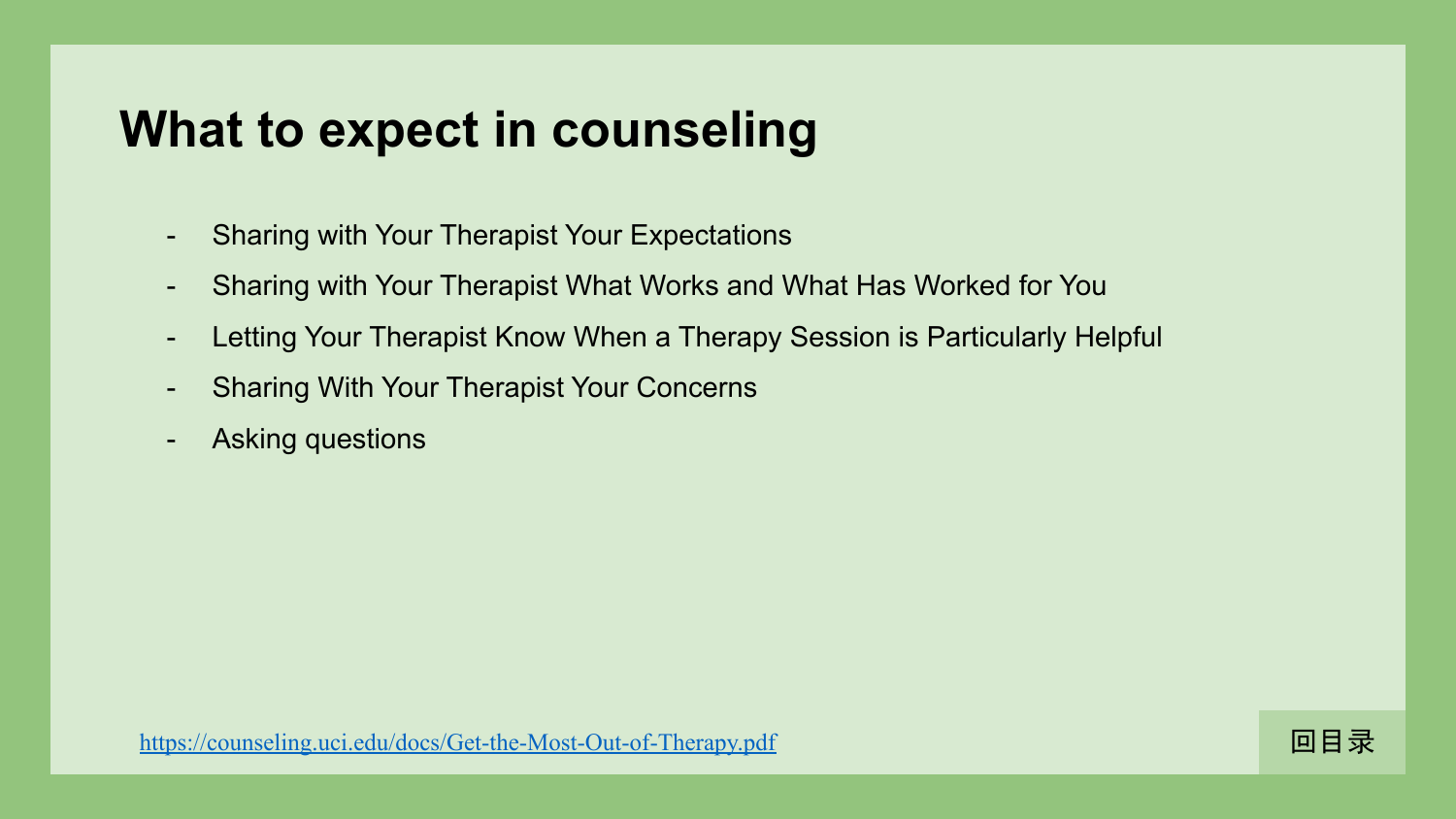# What to expect in counseling

- Sharing with Your Therapist Your Expectations
- Sharing with Your Therapist What Works and What Has Worked for You
- Letting Your Therapist Know When a Therapy Session is Particularly Helpful
- Sharing With Your Therapist Your Concerns
- Asking questions

https://counseling.uci.edu/docs/Get-the-Most-Out-of-Therapy.pdf

回目录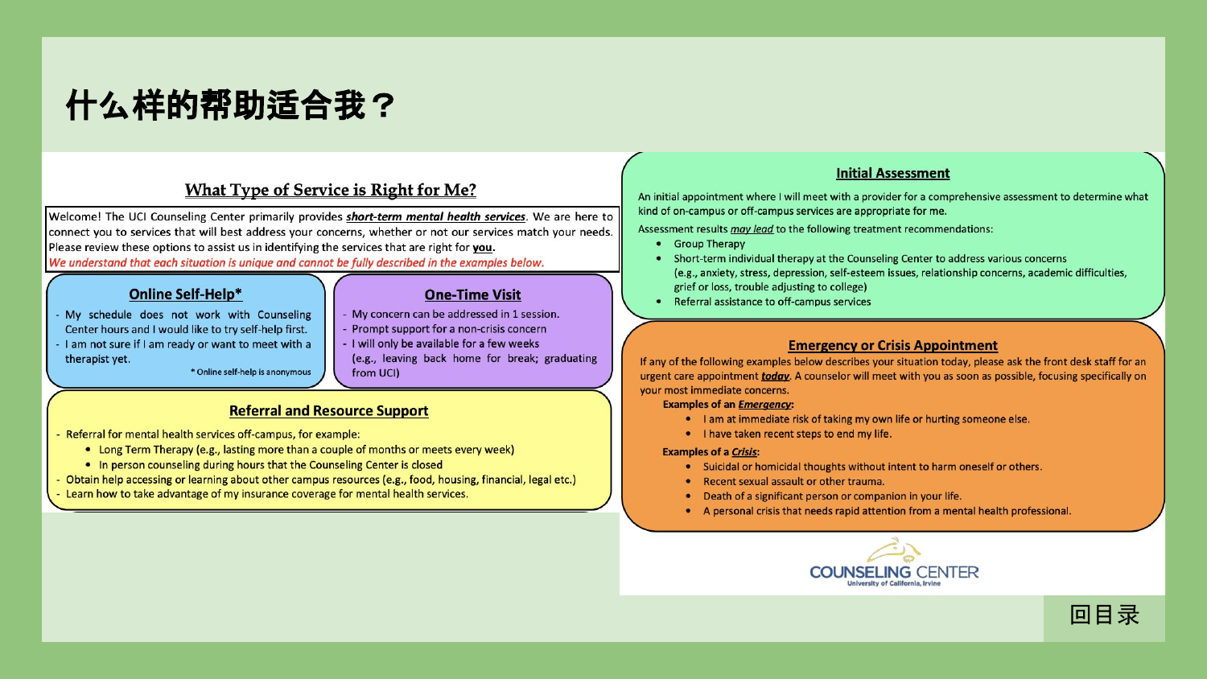# 什么样的帮助适合我？

## What Type of Service is Right for Me?

Welcome! The UCI Counseling Center primarily provides ***short-term mental health services***. We are here to connect you to services that will best address your concerns, whether or not our services match your needs. Please review these options to assist us in identifying the services that are right for **you**.

*We understand that each situation is unique and cannot be fully described in the examples below.*

### Online Self-Help*

- My schedule does not work with Counseling Center hours and I would like to try self-help first.
- I am not sure if I am ready or want to meet with a therapist yet.

\* Online self-help is anonymous

### One-Time Visit

- My concern can be addressed in 1 session.
- Prompt support for a non-crisis concern
- I will only be available for a few weeks (e.g., leaving back home for break; graduating from UCI)

### Referral and Resource Support

- Referral for mental health services off-campus, for example:
  - Long Term Therapy (e.g., lasting more than a couple of months or meets every week)
  - In person counseling during hours that the Counseling Center is closed
- Obtain help accessing or learning about other campus resources (e.g., food, housing, financial, legal etc.)
- Learn how to take advantage of my insurance coverage for mental health services.

### Initial Assessment

An initial appointment where I will meet with a provider for a comprehensive assessment to determine what kind of on-campus or off-campus services are appropriate for me.

Assessment results *may lead* to the following treatment recommendations:

- Group Therapy
- Short-term individual therapy at the Counseling Center to address various concerns (e.g., anxiety, stress, depression, self-esteem issues, relationship concerns, academic difficulties, grief or loss, trouble adjusting to college)
- Referral assistance to off-campus services

### Emergency or Crisis Appointment

If any of the following examples below describes your situation today, please ask the front desk staff for an urgent care appointment ***today***. A counselor will meet with you as soon as possible, focusing specifically on your most immediate concerns.

**Examples of an *Emergency*:**

- I am at immediate risk of taking my own life or hurting someone else.
- I have taken recent steps to end my life.

**Examples of a *Crisis*:**

- Suicidal or homicidal thoughts without intent to harm oneself or others.
- Recent sexual assault or other trauma.
- Death of a significant person or companion in your life.
- A personal crisis that needs rapid attention from a mental health professional.

COUNSELING CENTER
University of California, Irvine

回目录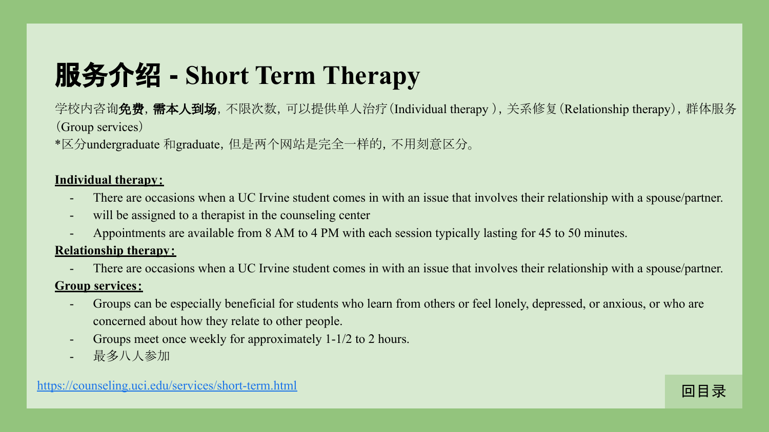# 服务介绍 - Short Term Therapy

学校内咨询**免费**，**需本人到场**，不限次数，可以提供单人治疗（Individual therapy ），关系修复（Relationship therapy），群体服务（Group services）

*区分undergraduate 和graduate，但是两个网站是完全一样的，不用刻意区分。

**Individual therapy：**

- There are occasions when a UC Irvine student comes in with an issue that involves their relationship with a spouse/partner.
- will be assigned to a therapist in the counseling center
- Appointments are available from 8 AM to 4 PM with each session typically lasting for 45 to 50 minutes.

**Relationship therapy：**

- There are occasions when a UC Irvine student comes in with an issue that involves their relationship with a spouse/partner.

**Group services：**

- Groups can be especially beneficial for students who learn from others or feel lonely, depressed, or anxious, or who are concerned about how they relate to other people.
- Groups meet once weekly for approximately 1-1/2 to 2 hours.
- 最多八人参加

https://counseling.uci.edu/services/short-term.html

回目录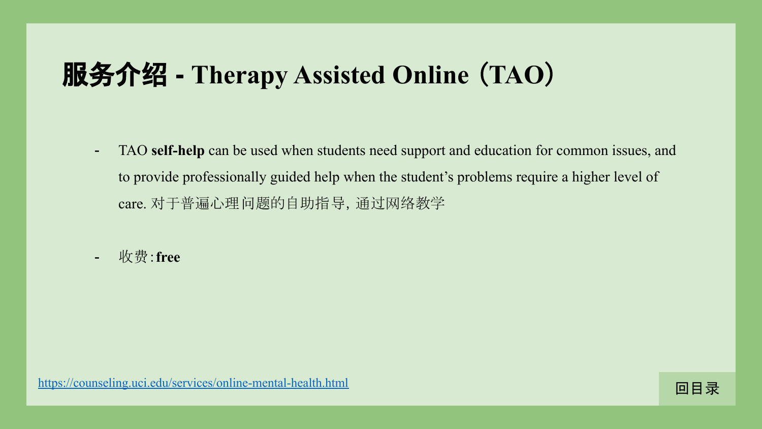# 服务介绍 - Therapy Assisted Online（TAO）

- TAO **self-help** can be used when students need support and education for common issues, and to provide professionally guided help when the student’s problems require a higher level of care. 对于普遍心理问题的自助指导, 通过网络教学

- 收费: **free**

https://counseling.uci.edu/services/online-mental-health.html

回目录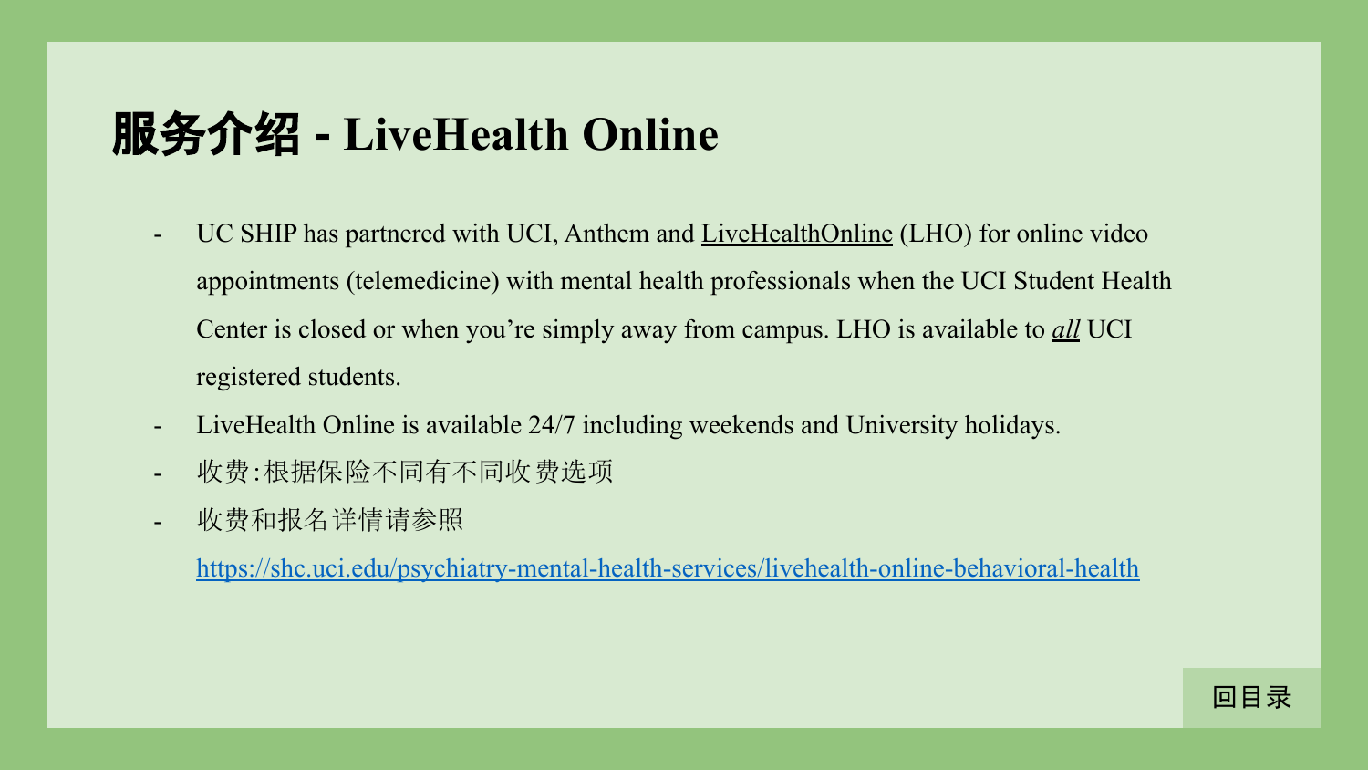# 服务介绍 - LiveHealth Online

- UC SHIP has partnered with UCI, Anthem and LiveHealthOnline (LHO) for online video appointments (telemedicine) with mental health professionals when the UCI Student Health Center is closed or when you're simply away from campus. LHO is available to ***all*** UCI registered students.
- LiveHealth Online is available 24/7 including weekends and University holidays.
- 收费:根据保险不同有不同收费选项
- 收费和报名详情请参照 https://shc.uci.edu/psychiatry-mental-health-services/livehealth-online-behavioral-health

回目录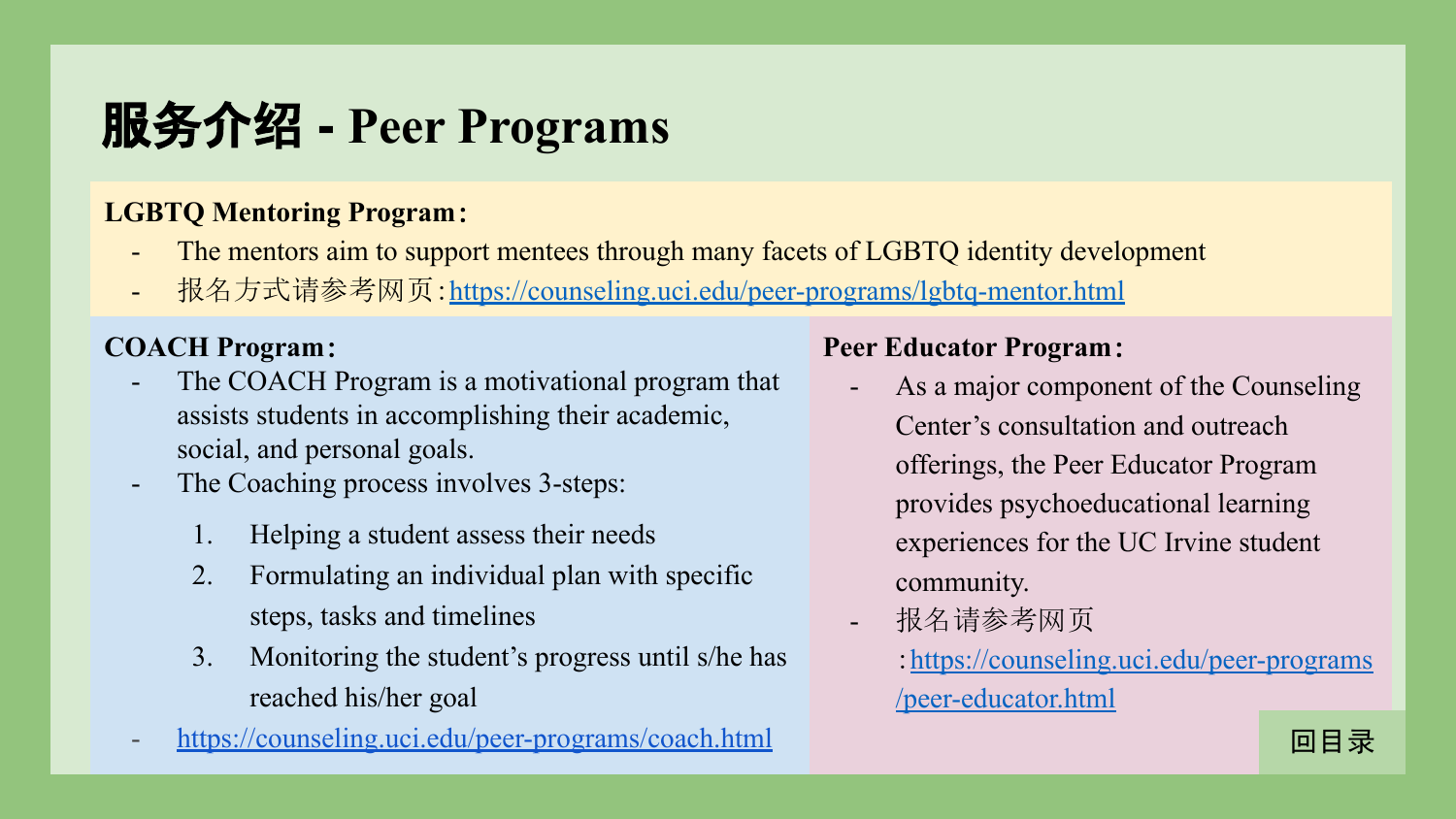# 服务介绍 - Peer Programs

**LGBTQ Mentoring Program：**

- The mentors aim to support mentees through many facets of LGBTQ identity development
- 报名方式请参考网页：https://counseling.uci.edu/peer-programs/lgbtq-mentor.html

**COACH Program：**

- The COACH Program is a motivational program that assists students in accomplishing their academic, social, and personal goals.
- The Coaching process involves 3-steps:
  1. Helping a student assess their needs
  2. Formulating an individual plan with specific steps, tasks and timelines
  3. Monitoring the student's progress until s/he has reached his/her goal
- https://counseling.uci.edu/peer-programs/coach.html

**Peer Educator Program：**

- As a major component of the Counseling Center's consultation and outreach offerings, the Peer Educator Program provides psychoeducational learning experiences for the UC Irvine student community.
- 报名请参考网页：https://counseling.uci.edu/peer-programs/peer-educator.html

回目录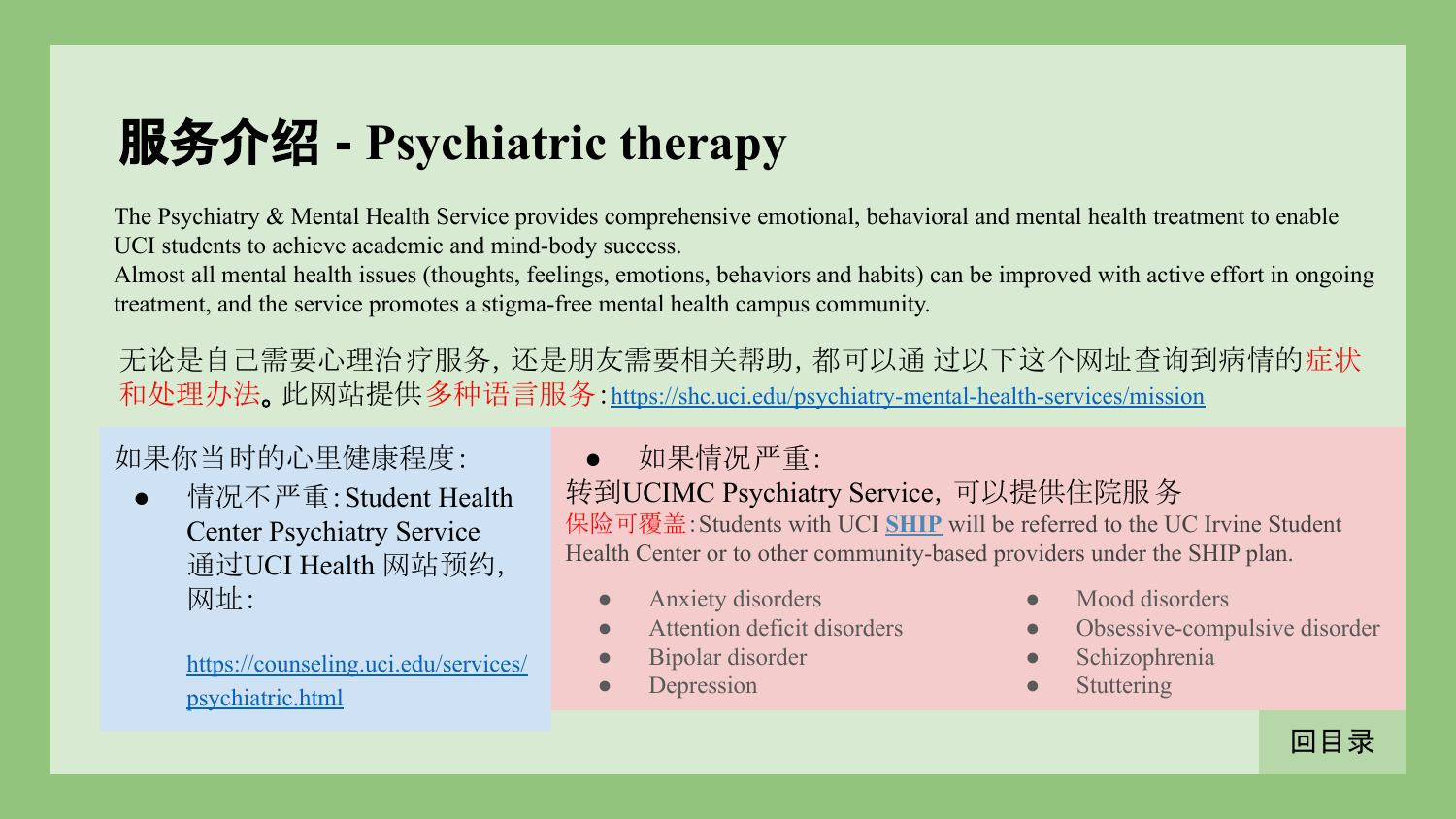# 服务介绍 - Psychiatric therapy

The Psychiatry & Mental Health Service provides comprehensive emotional, behavioral and mental health treatment to enable UCI students to achieve academic and mind-body success.
Almost all mental health issues (thoughts, feelings, emotions, behaviors and habits) can be improved with active effort in ongoing treatment, and the service promotes a stigma-free mental health campus community.

无论是自己需要心理治疗服务，还是朋友需要相关帮助，都可以通 过以下这个网址查询到病情的症状和处理办法。此网站提供多种语言服务：https://shc.uci.edu/psychiatry-mental-health-services/mission

如果你当时的心里健康程度：

- 情况不严重：Student Health Center Psychiatry Service 通过UCI Health 网站预约，网址：

  https://counseling.uci.edu/services/psychiatric.html

- 如果情况严重：

转到UCIMC Psychiatry Service，可以提供住院服 务
保险可覆盖：Students with UCI SHIP will be referred to the UC Irvine Student Health Center or to other community-based providers under the SHIP plan.

- Anxiety disorders
- Attention deficit disorders
- Bipolar disorder
- Depression
- Mood disorders
- Obsessive-compulsive disorder
- Schizophrenia
- Stuttering

回目录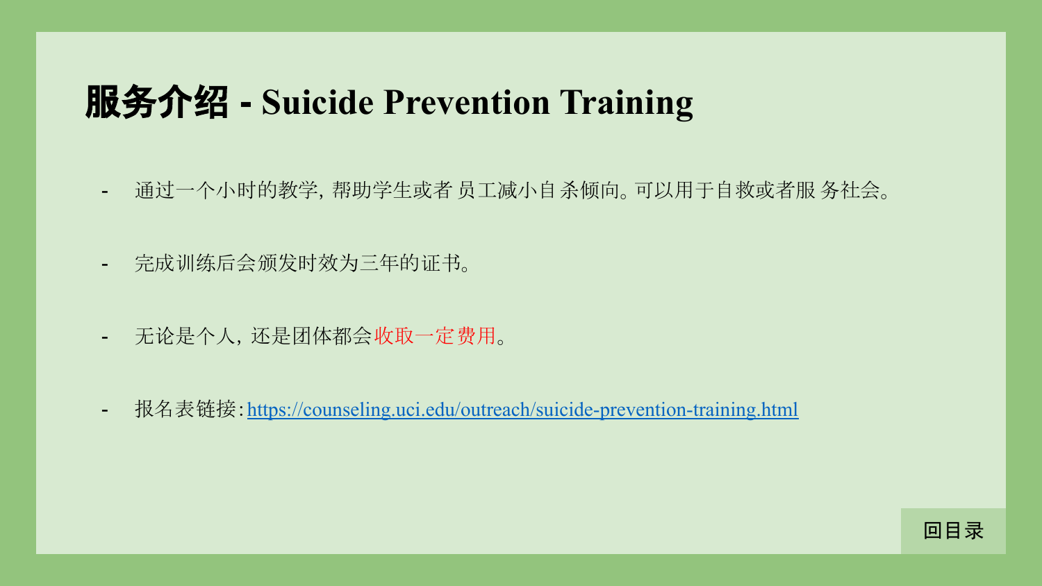# 服务介绍 - Suicide Prevention Training

- 通过一个小时的教学, 帮助学生或者 员工减小自 杀倾向。可以用于自救或者服 务社会。
- 完成训练后会颁发时效为三年的证书。
- 无论是个人, 还是团体都会收取一定费用。
- 报名表链接: https://counseling.uci.edu/outreach/suicide-prevention-training.html

回目录